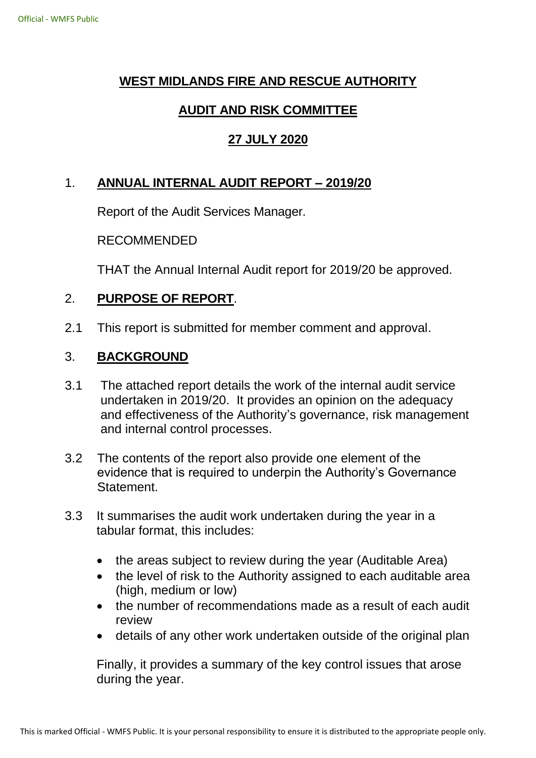**WEST MIDLANDS FIRE AND RESCUE AUTHORITY**

**AUDIT AND RISK COMMITTEE**

**27 JULY 2020**

1. **ANNUAL INTERNAL AUDIT REPORT – 2019/20**

   Report of the Audit Services Manager.

   RECOMMENDED

   THAT the Annual Internal Audit report for 2019/20 be approved.

2. **PURPOSE OF REPORT**.

2.1 This report is submitted for member comment and approval.

3. **BACKGROUND**

3.1 The attached report details the work of the internal audit service undertaken in 2019/20. It provides an opinion on the adequacy and effectiveness of the Authority's governance, risk management and internal control processes.

3.2 The contents of the report also provide one element of the evidence that is required to underpin the Authority's Governance Statement.

3.3 It summarises the audit work undertaken during the year in a tabular format, this includes:

- the areas subject to review during the year (Auditable Area)
- the level of risk to the Authority assigned to each auditable area (high, medium or low)
- the number of recommendations made as a result of each audit review
- details of any other work undertaken outside of the original plan

Finally, it provides a summary of the key control issues that arose during the year.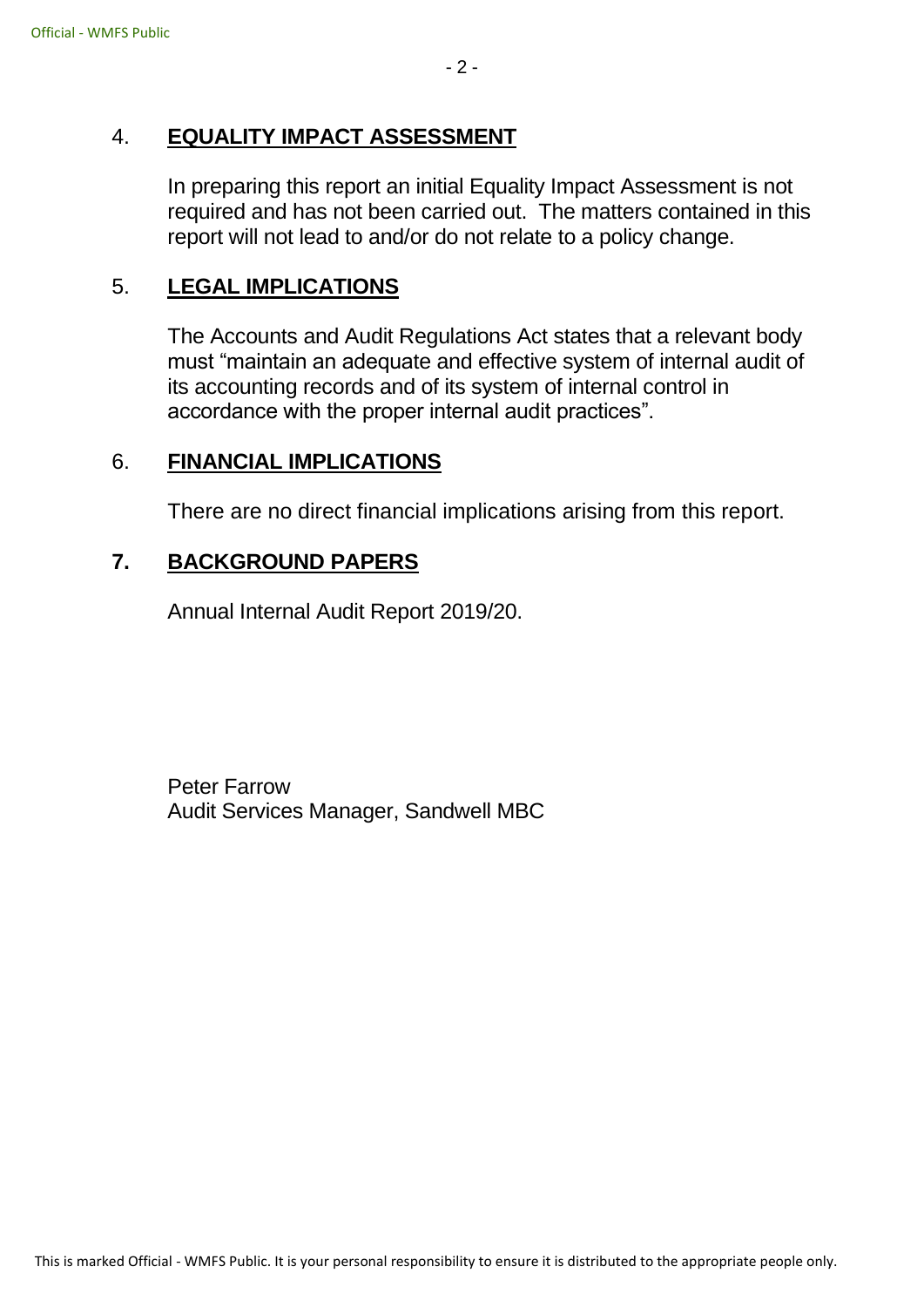## 4. **EQUALITY IMPACT ASSESSMENT**

In preparing this report an initial Equality Impact Assessment is not required and has not been carried out. The matters contained in this report will not lead to and/or do not relate to a policy change.

## 5. **LEGAL IMPLICATIONS**

The Accounts and Audit Regulations Act states that a relevant body must "maintain an adequate and effective system of internal audit of its accounting records and of its system of internal control in accordance with the proper internal audit practices".

## 6. **FINANCIAL IMPLICATIONS**

There are no direct financial implications arising from this report.

## 7. **BACKGROUND PAPERS**

Annual Internal Audit Report 2019/20.

Peter Farrow
Audit Services Manager, Sandwell MBC